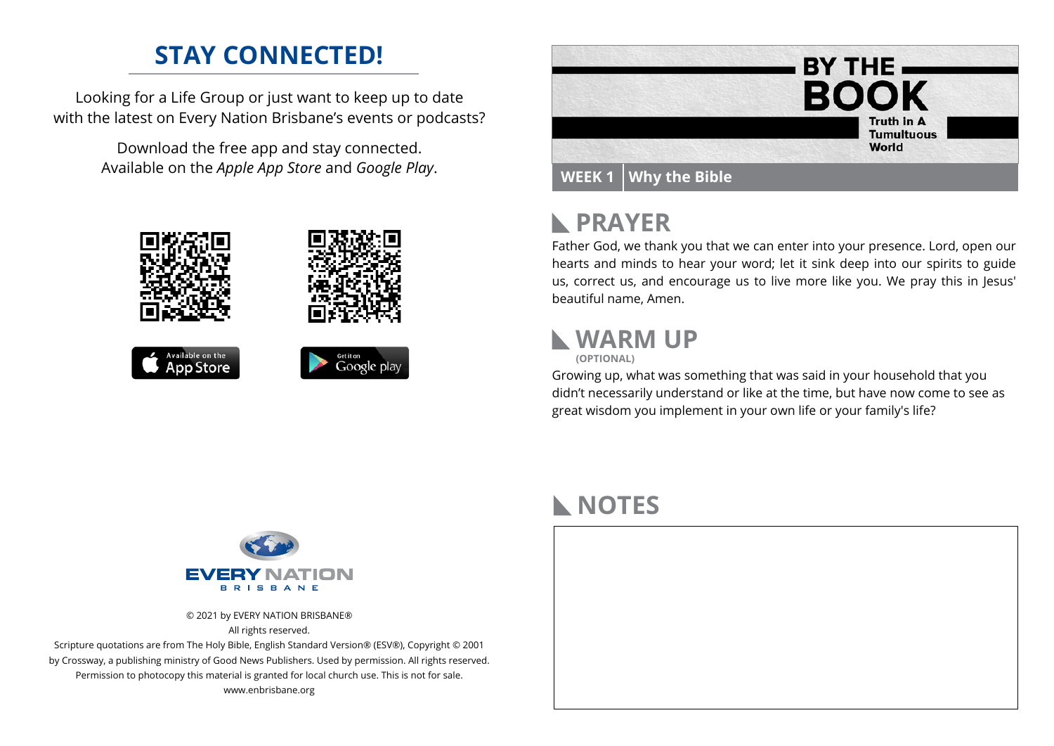## STAY CONNECTED!

Looking for a Life Group or just want to keep up to date with the latest on Every Nation Brisbane's events or podcasts?

Download the free app and stay connected. Available on the *Apple App Store* and *Google Play*.

Available on the App Store

Get it on Google play

EVERY NATION BRISBANE

© 2021 by EVERY NATION BRISBANE®
All rights reserved.
Scripture quotations are from The Holy Bible, English Standard Version® (ESV®), Copyright © 2001 by Crossway, a publishing ministry of Good News Publishers. Used by permission. All rights reserved.
Permission to photocopy this material is granted for local church use. This is not for sale.
www.enbrisbane.org

# BY THE BOOK

Truth in A Tumultuous World

**WEEK 1** | **Why the Bible**

## PRAYER

Father God, we thank you that we can enter into your presence. Lord, open our hearts and minds to hear your word; let it sink deep into our spirits to guide us, correct us, and encourage us to live more like you. We pray this in Jesus' beautiful name, Amen.

## WARM UP

**(OPTIONAL)**

Growing up, what was something that was said in your household that you didn't necessarily understand or like at the time, but have now come to see as great wisdom you implement in your own life or your family's life?

## NOTES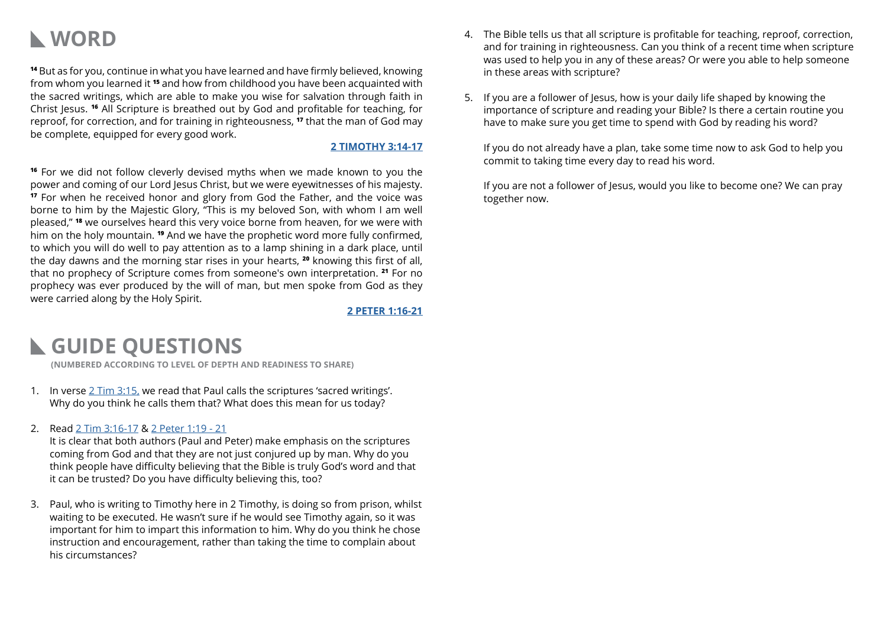## WORD

[14] But as for you, continue in what you have learned and have firmly believed, knowing from whom you learned it [15] and how from childhood you have been acquainted with the sacred writings, which are able to make you wise for salvation through faith in Christ Jesus. [16] All Scripture is breathed out by God and profitable for teaching, for reproof, for correction, and for training in righteousness, [17] that the man of God may be complete, equipped for every good work.

**2 TIMOTHY 3:14-17**

[16] For we did not follow cleverly devised myths when we made known to you the power and coming of our Lord Jesus Christ, but we were eyewitnesses of his majesty. [17] For when he received honor and glory from God the Father, and the voice was borne to him by the Majestic Glory, "This is my beloved Son, with whom I am well pleased," [18] we ourselves heard this very voice borne from heaven, for we were with him on the holy mountain. [19] And we have the prophetic word more fully confirmed, to which you will do well to pay attention as to a lamp shining in a dark place, until the day dawns and the morning star rises in your hearts, [20] knowing this first of all, that no prophecy of Scripture comes from someone's own interpretation. [21] For no prophecy was ever produced by the will of man, but men spoke from God as they were carried along by the Holy Spirit.

**2 PETER 1:16-21**

## GUIDE QUESTIONS

**(NUMBERED ACCORDING TO LEVEL OF DEPTH AND READINESS TO SHARE)**

1. In verse 2 Tim 3:15, we read that Paul calls the scriptures 'sacred writings'. Why do you think he calls them that? What does this mean for us today?

2. Read 2 Tim 3:16-17 & 2 Peter 1:19 - 21
   It is clear that both authors (Paul and Peter) make emphasis on the scriptures coming from God and that they are not just conjured up by man. Why do you think people have difficulty believing that the Bible is truly God's word and that it can be trusted? Do you have difficulty believing this, too?

3. Paul, who is writing to Timothy here in 2 Timothy, is doing so from prison, whilst waiting to be executed. He wasn't sure if he would see Timothy again, so it was important for him to impart this information to him. Why do you think he chose instruction and encouragement, rather than taking the time to complain about his circumstances?

4. The Bible tells us that all scripture is profitable for teaching, reproof, correction, and for training in righteousness. Can you think of a recent time when scripture was used to help you in any of these areas? Or were you able to help someone in these areas with scripture?

5. If you are a follower of Jesus, how is your daily life shaped by knowing the importance of scripture and reading your Bible? Is there a certain routine you have to make sure you get time to spend with God by reading his word?

   If you do not already have a plan, take some time now to ask God to help you commit to taking time every day to read his word.

   If you are not a follower of Jesus, would you like to become one? We can pray together now.